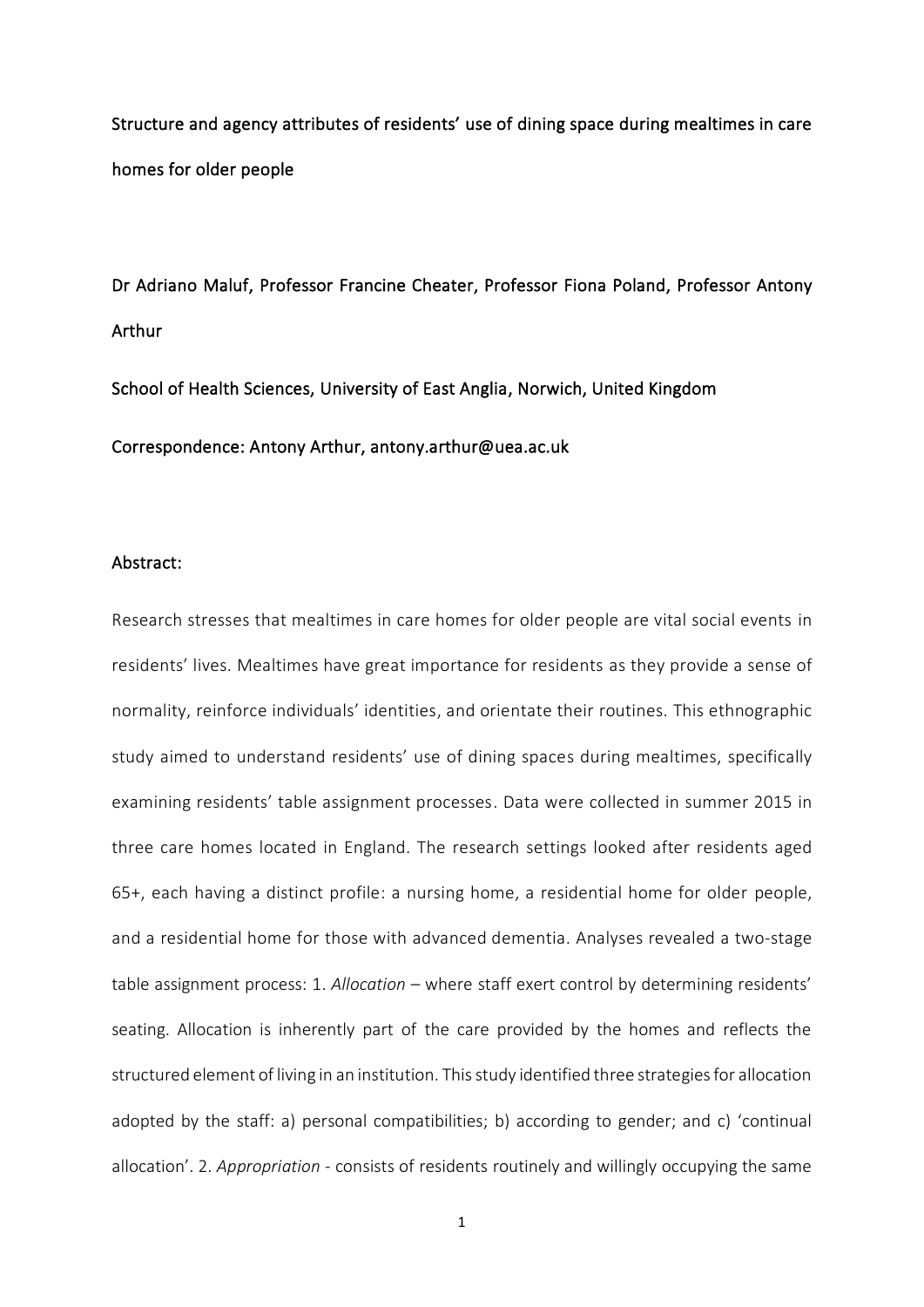# Structure and agency attributes of residents' use of dining space during mealtimes in care homes for older people

Dr Adriano Maluf, Professor Francine Cheater, Professor Fiona Poland, Professor Antony Arthur

School of Health Sciences, University of East Anglia, Norwich, United Kingdom

Correspondence: Antony Arthur, antony.arthur@uea.ac.uk

## Abstract:

Research stresses that mealtimes in care homes for older people are vital social events in residents' lives. Mealtimes have great importance for residents as they provide a sense of normality, reinforce individuals' identities, and orientate their routines. This ethnographic study aimed to understand residents' use of dining spaces during mealtimes, specifically examining residents' table assignment processes. Data were collected in summer 2015 in three care homes located in England. The research settings looked after residents aged 65+, each having a distinct profile: a nursing home, a residential home for older people, and a residential home for those with advanced dementia. Analyses revealed a two-stage table assignment process: 1. *Allocation* – where staff exert control by determining residents' seating. Allocation is inherently part of the care provided by the homes and reflects the structured element of living in an institution. This study identified three strategies for allocation adopted by the staff: a) personal compatibilities; b) according to gender; and c) 'continual allocation'. 2. *Appropriation* - consists of residents routinely and willingly occupying the same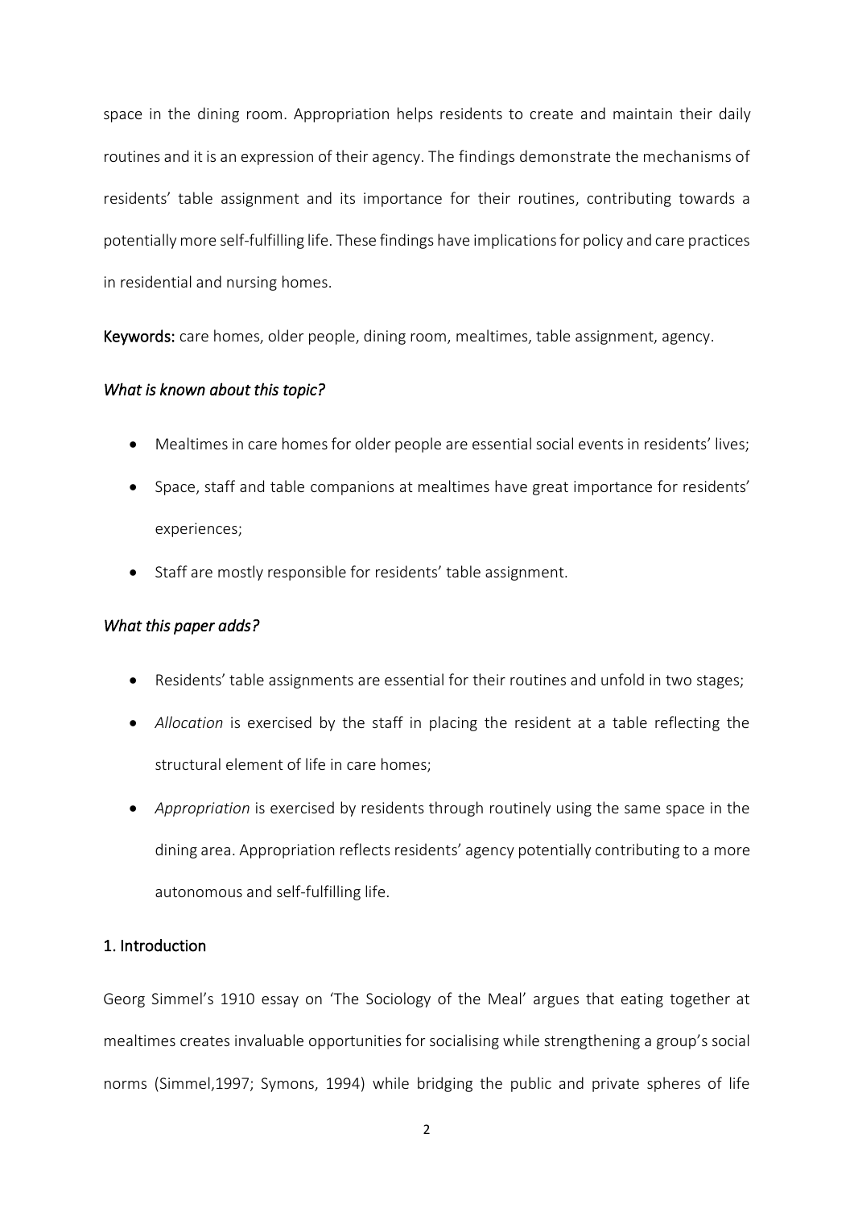space in the dining room. Appropriation helps residents to create and maintain their daily routines and it is an expression of their agency. The findings demonstrate the mechanisms of residents' table assignment and its importance for their routines, contributing towards a potentially more self-fulfilling life. These findings have implications for policy and care practices in residential and nursing homes.

**Keywords:** care homes, older people, dining room, mealtimes, table assignment, agency.

### *What is known about this topic?*

- Mealtimes in care homes for older people are essential social events in residents' lives;
- Space, staff and table companions at mealtimes have great importance for residents' experiences;
- Staff are mostly responsible for residents' table assignment.

### *What this paper adds?*

- Residents' table assignments are essential for their routines and unfold in two stages;
- *Allocation* is exercised by the staff in placing the resident at a table reflecting the structural element of life in care homes;
- *Appropriation* is exercised by residents through routinely using the same space in the dining area. Appropriation reflects residents' agency potentially contributing to a more autonomous and self-fulfilling life.

## 1. Introduction

Georg Simmel's 1910 essay on 'The Sociology of the Meal' argues that eating together at mealtimes creates invaluable opportunities for socialising while strengthening a group's social norms (Simmel,1997; Symons, 1994) while bridging the public and private spheres of life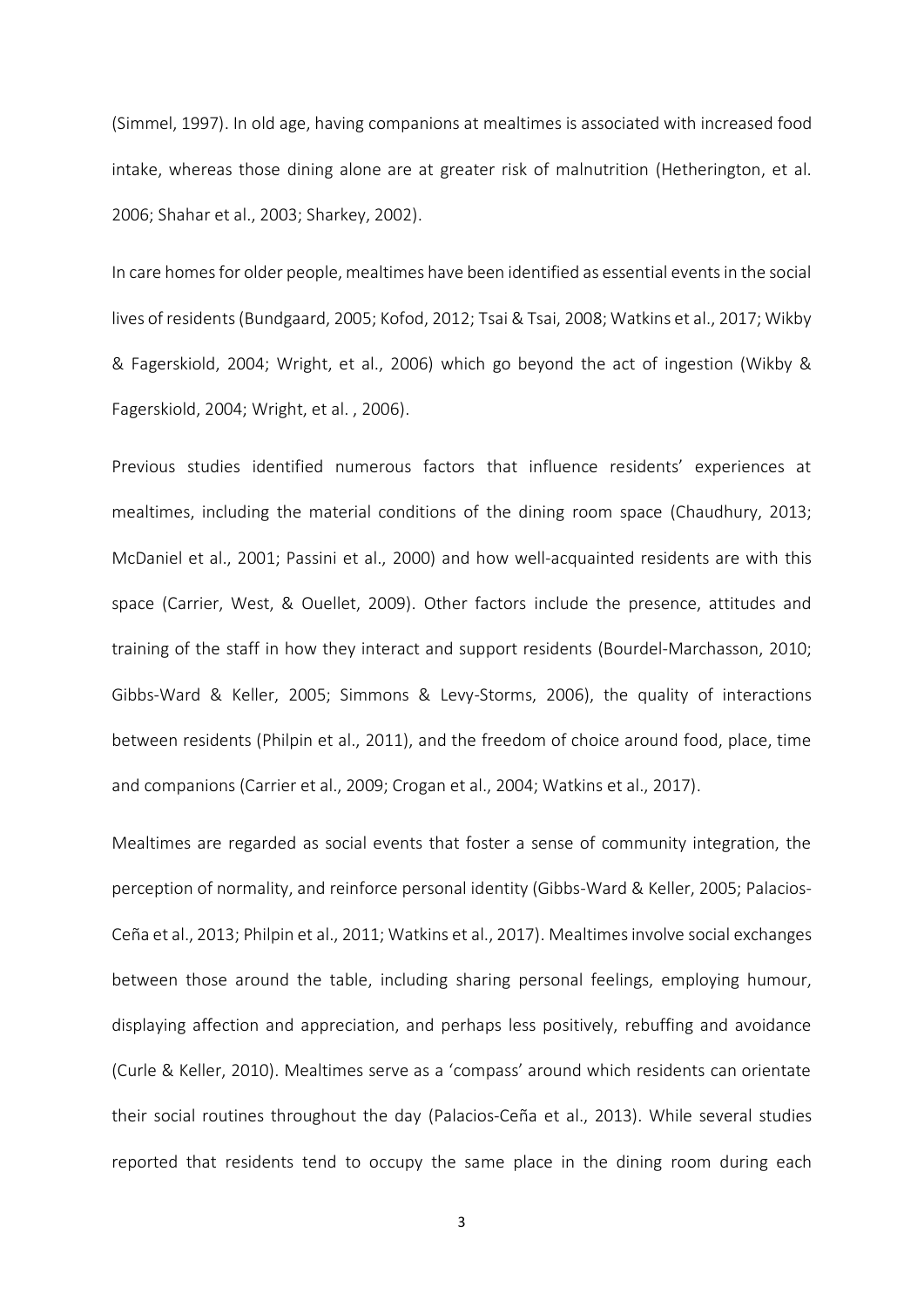(Simmel, 1997). In old age, having companions at mealtimes is associated with increased food intake, whereas those dining alone are at greater risk of malnutrition (Hetherington, et al. 2006; Shahar et al., 2003; Sharkey, 2002).

In care homes for older people, mealtimes have been identified as essential events in the social lives of residents (Bundgaard, 2005; Kofod, 2012; Tsai & Tsai, 2008; Watkins et al., 2017; Wikby & Fagerskiold, 2004; Wright, et al., 2006) which go beyond the act of ingestion (Wikby & Fagerskiold, 2004; Wright, et al. , 2006).

Previous studies identified numerous factors that influence residents' experiences at mealtimes, including the material conditions of the dining room space (Chaudhury, 2013; McDaniel et al., 2001; Passini et al., 2000) and how well-acquainted residents are with this space (Carrier, West, & Ouellet, 2009). Other factors include the presence, attitudes and training of the staff in how they interact and support residents (Bourdel-Marchasson, 2010; Gibbs-Ward & Keller, 2005; Simmons & Levy-Storms, 2006), the quality of interactions between residents (Philpin et al., 2011), and the freedom of choice around food, place, time and companions (Carrier et al., 2009; Crogan et al., 2004; Watkins et al., 2017).

Mealtimes are regarded as social events that foster a sense of community integration, the perception of normality, and reinforce personal identity (Gibbs-Ward & Keller, 2005; Palacios-Ceña et al., 2013; Philpin et al., 2011; Watkins et al., 2017). Mealtimes involve social exchanges between those around the table, including sharing personal feelings, employing humour, displaying affection and appreciation, and perhaps less positively, rebuffing and avoidance (Curle & Keller, 2010). Mealtimes serve as a 'compass' around which residents can orientate their social routines throughout the day (Palacios-Ceña et al., 2013). While several studies reported that residents tend to occupy the same place in the dining room during each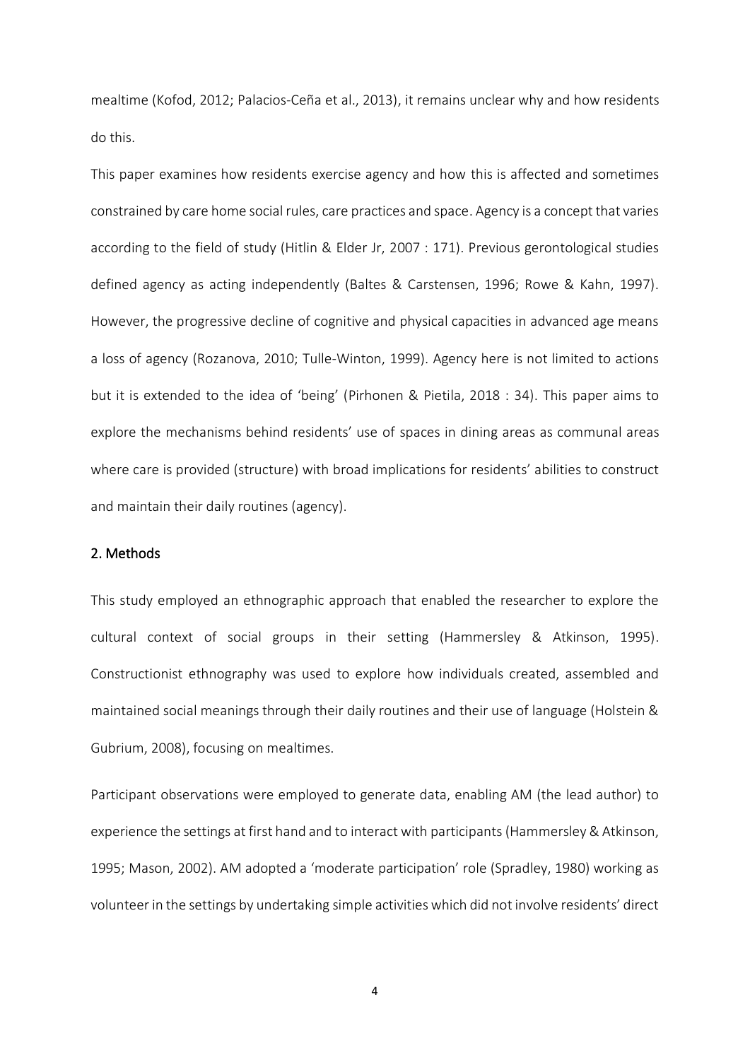mealtime (Kofod, 2012; Palacios-Ceña et al., 2013), it remains unclear why and how residents do this.

This paper examines how residents exercise agency and how this is affected and sometimes constrained by care home social rules, care practices and space. Agency is a concept that varies according to the field of study (Hitlin & Elder Jr, 2007 : 171). Previous gerontological studies defined agency as acting independently (Baltes & Carstensen, 1996; Rowe & Kahn, 1997). However, the progressive decline of cognitive and physical capacities in advanced age means a loss of agency (Rozanova, 2010; Tulle-Winton, 1999). Agency here is not limited to actions but it is extended to the idea of 'being' (Pirhonen & Pietila, 2018 : 34). This paper aims to explore the mechanisms behind residents' use of spaces in dining areas as communal areas where care is provided (structure) with broad implications for residents' abilities to construct and maintain their daily routines (agency).

## 2. Methods

This study employed an ethnographic approach that enabled the researcher to explore the cultural context of social groups in their setting (Hammersley & Atkinson, 1995). Constructionist ethnography was used to explore how individuals created, assembled and maintained social meanings through their daily routines and their use of language (Holstein & Gubrium, 2008), focusing on mealtimes.

Participant observations were employed to generate data, enabling AM (the lead author) to experience the settings at first hand and to interact with participants (Hammersley & Atkinson, 1995; Mason, 2002). AM adopted a 'moderate participation' role (Spradley, 1980) working as volunteer in the settings by undertaking simple activities which did not involve residents' direct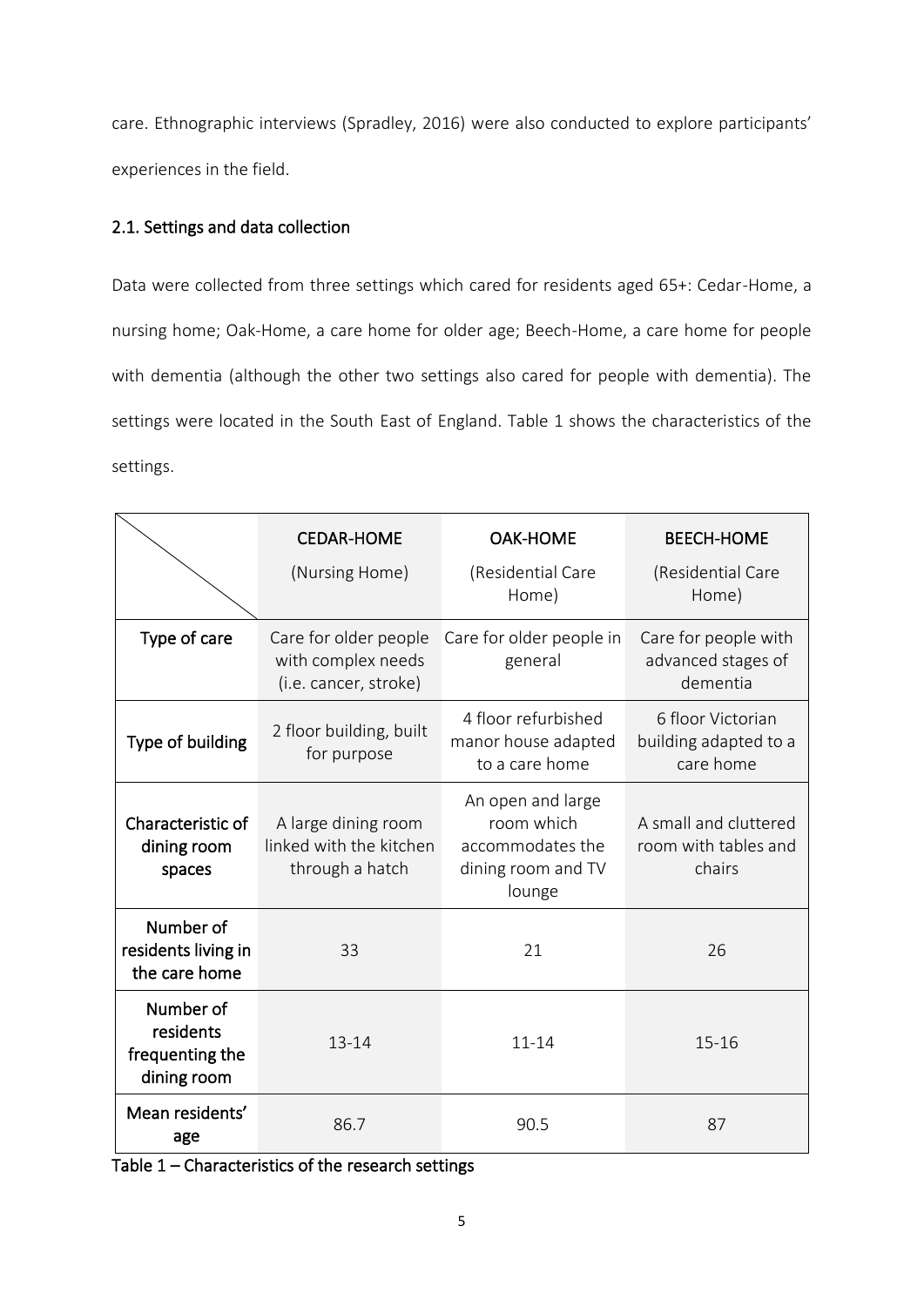care. Ethnographic interviews (Spradley, 2016) were also conducted to explore participants' experiences in the field.

### 2.1. Settings and data collection

Data were collected from three settings which cared for residents aged 65+: Cedar-Home, a nursing home; Oak-Home, a care home for older age; Beech-Home, a care home for people with dementia (although the other two settings also cared for people with dementia). The settings were located in the South East of England. Table 1 shows the characteristics of the settings.

| | CEDAR-HOME (Nursing Home) | OAK-HOME (Residential Care Home) | BEECH-HOME (Residential Care Home) |
|---|---|---|---|
| Type of care | Care for older people with complex needs (i.e. cancer, stroke) | Care for older people in general | Care for people with advanced stages of dementia |
| Type of building | 2 floor building, built for purpose | 4 floor refurbished manor house adapted to a care home | 6 floor Victorian building adapted to a care home |
| Characteristic of dining room spaces | A large dining room linked with the kitchen through a hatch | An open and large room which accommodates the dining room and TV lounge | A small and cluttered room with tables and chairs |
| Number of residents living in the care home | 33 | 21 | 26 |
| Number of residents frequenting the dining room | 13-14 | 11-14 | 15-16 |
| Mean residents' age | 86.7 | 90.5 | 87 |

Table 1 – Characteristics of the research settings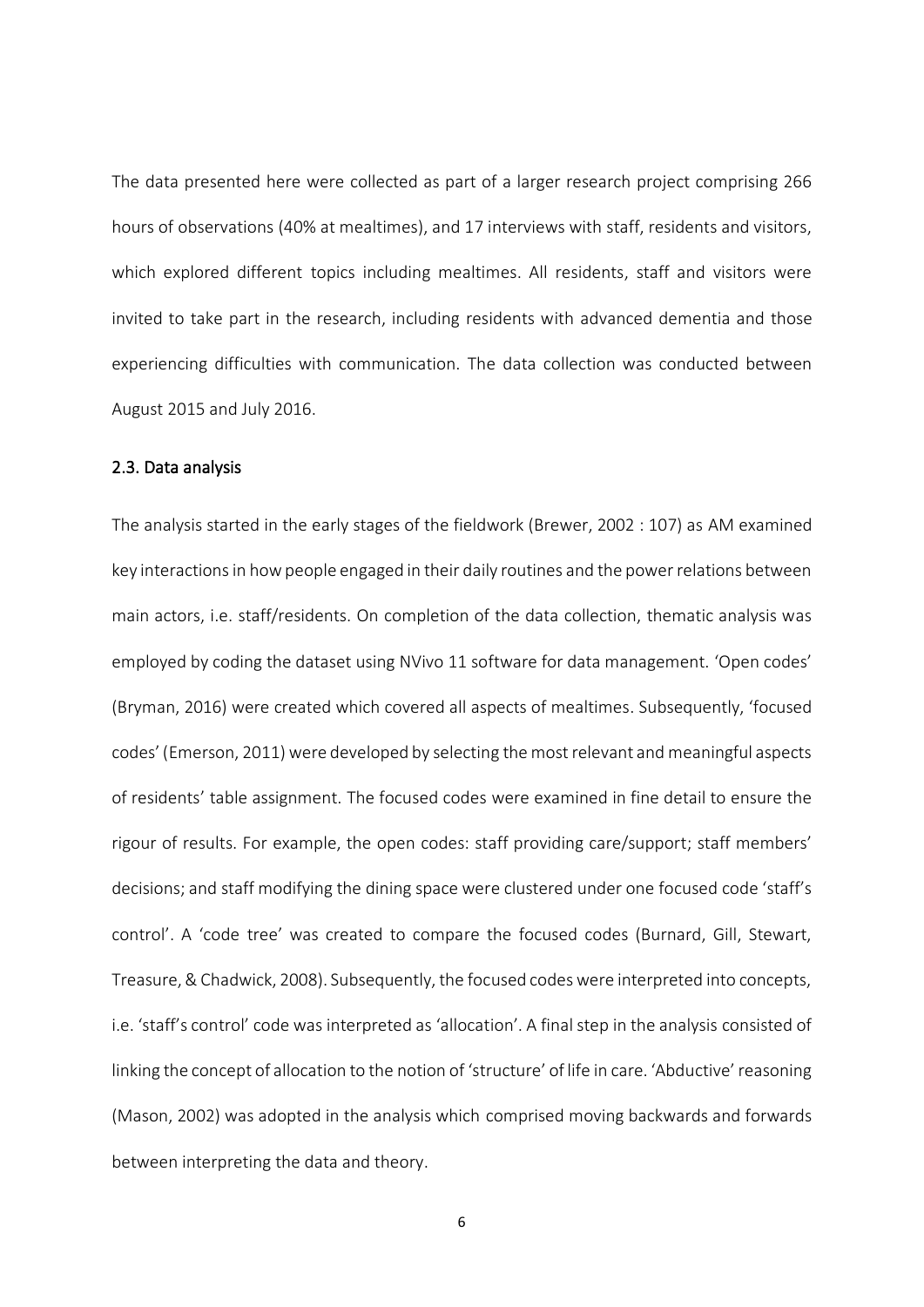The data presented here were collected as part of a larger research project comprising 266 hours of observations (40% at mealtimes), and 17 interviews with staff, residents and visitors, which explored different topics including mealtimes. All residents, staff and visitors were invited to take part in the research, including residents with advanced dementia and those experiencing difficulties with communication. The data collection was conducted between August 2015 and July 2016.

### 2.3. Data analysis

The analysis started in the early stages of the fieldwork (Brewer, 2002 : 107) as AM examined key interactions in how people engaged in their daily routines and the power relations between main actors, i.e. staff/residents. On completion of the data collection, thematic analysis was employed by coding the dataset using NVivo 11 software for data management. 'Open codes' (Bryman, 2016) were created which covered all aspects of mealtimes. Subsequently, 'focused codes' (Emerson, 2011) were developed by selecting the most relevant and meaningful aspects of residents' table assignment. The focused codes were examined in fine detail to ensure the rigour of results. For example, the open codes: staff providing care/support; staff members' decisions; and staff modifying the dining space were clustered under one focused code 'staff's control'. A 'code tree' was created to compare the focused codes (Burnard, Gill, Stewart, Treasure, & Chadwick, 2008). Subsequently, the focused codes were interpreted into concepts, i.e. 'staff's control' code was interpreted as 'allocation'. A final step in the analysis consisted of linking the concept of allocation to the notion of 'structure' of life in care. 'Abductive' reasoning (Mason, 2002) was adopted in the analysis which comprised moving backwards and forwards between interpreting the data and theory.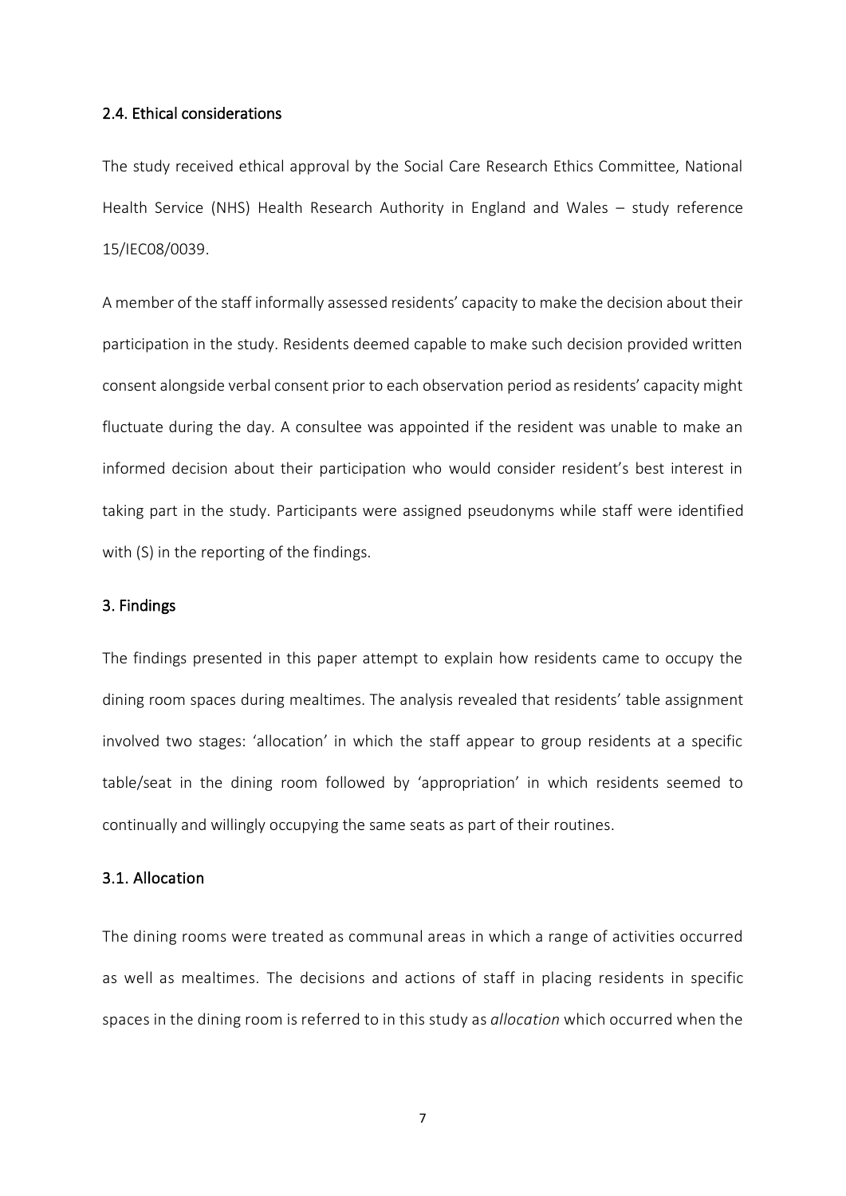## 2.4. Ethical considerations

The study received ethical approval by the Social Care Research Ethics Committee, National Health Service (NHS) Health Research Authority in England and Wales – study reference 15/IEC08/0039.

A member of the staff informally assessed residents' capacity to make the decision about their participation in the study. Residents deemed capable to make such decision provided written consent alongside verbal consent prior to each observation period as residents' capacity might fluctuate during the day. A consultee was appointed if the resident was unable to make an informed decision about their participation who would consider resident's best interest in taking part in the study. Participants were assigned pseudonyms while staff were identified with (S) in the reporting of the findings.

## 3. Findings

The findings presented in this paper attempt to explain how residents came to occupy the dining room spaces during mealtimes. The analysis revealed that residents' table assignment involved two stages: 'allocation' in which the staff appear to group residents at a specific table/seat in the dining room followed by 'appropriation' in which residents seemed to continually and willingly occupying the same seats as part of their routines.

### 3.1. Allocation

The dining rooms were treated as communal areas in which a range of activities occurred as well as mealtimes. The decisions and actions of staff in placing residents in specific spaces in the dining room is referred to in this study as *allocation* which occurred when the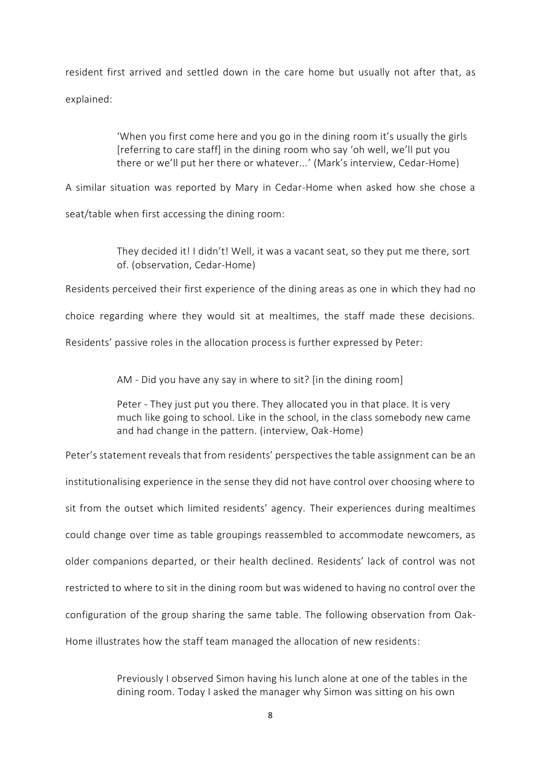resident first arrived and settled down in the care home but usually not after that, as explained:

> 'When you first come here and you go in the dining room it's usually the girls [referring to care staff] in the dining room who say 'oh well, we'll put you there or we'll put her there or whatever...' (Mark's interview, Cedar-Home)

A similar situation was reported by Mary in Cedar-Home when asked how she chose a seat/table when first accessing the dining room:

> They decided it! I didn't! Well, it was a vacant seat, so they put me there, sort of. (observation, Cedar-Home)

Residents perceived their first experience of the dining areas as one in which they had no choice regarding where they would sit at mealtimes, the staff made these decisions. Residents' passive roles in the allocation process is further expressed by Peter:

> AM - Did you have any say in where to sit? [in the dining room]
>
> Peter - They just put you there. They allocated you in that place. It is very much like going to school. Like in the school, in the class somebody new came and had change in the pattern. (interview, Oak-Home)

Peter's statement reveals that from residents' perspectives the table assignment can be an institutionalising experience in the sense they did not have control over choosing where to sit from the outset which limited residents' agency. Their experiences during mealtimes could change over time as table groupings reassembled to accommodate newcomers, as older companions departed, or their health declined. Residents' lack of control was not restricted to where to sit in the dining room but was widened to having no control over the configuration of the group sharing the same table. The following observation from Oak-Home illustrates how the staff team managed the allocation of new residents:

> Previously I observed Simon having his lunch alone at one of the tables in the dining room. Today I asked the manager why Simon was sitting on his own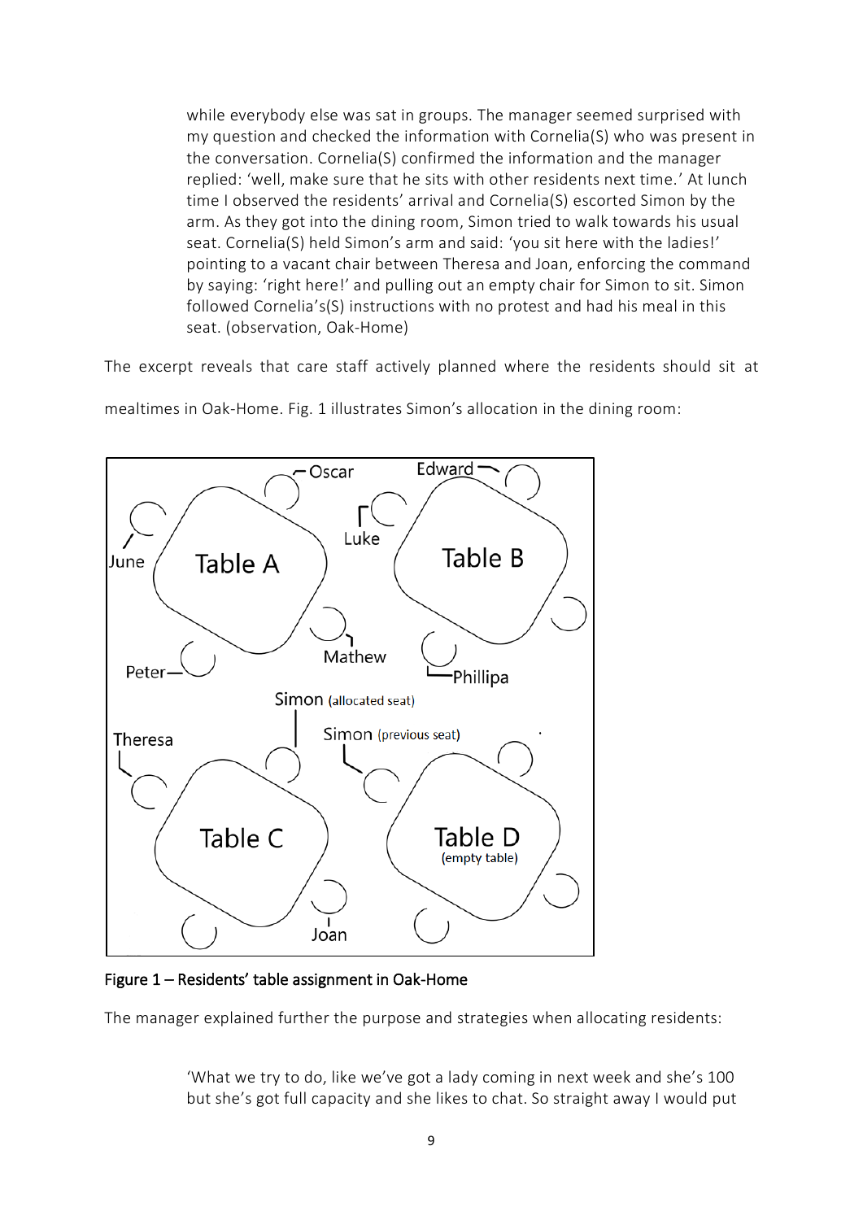> while everybody else was sat in groups. The manager seemed surprised with my question and checked the information with Cornelia(S) who was present in the conversation. Cornelia(S) confirmed the information and the manager replied: 'well, make sure that he sits with other residents next time.' At lunch time I observed the residents' arrival and Cornelia(S) escorted Simon by the arm. As they got into the dining room, Simon tried to walk towards his usual seat. Cornelia(S) held Simon's arm and said: 'you sit here with the ladies!' pointing to a vacant chair between Theresa and Joan, enforcing the command by saying: 'right here!' and pulling out an empty chair for Simon to sit. Simon followed Cornelia's(S) instructions with no protest and had his meal in this seat. (observation, Oak-Home)

The excerpt reveals that care staff actively planned where the residents should sit at mealtimes in Oak-Home. Fig. 1 illustrates Simon's allocation in the dining room:

Figure 1 – Residents' table assignment in Oak-Home

The manager explained further the purpose and strategies when allocating residents:

> 'What we try to do, like we've got a lady coming in next week and she's 100 but she's got full capacity and she likes to chat. So straight away I would put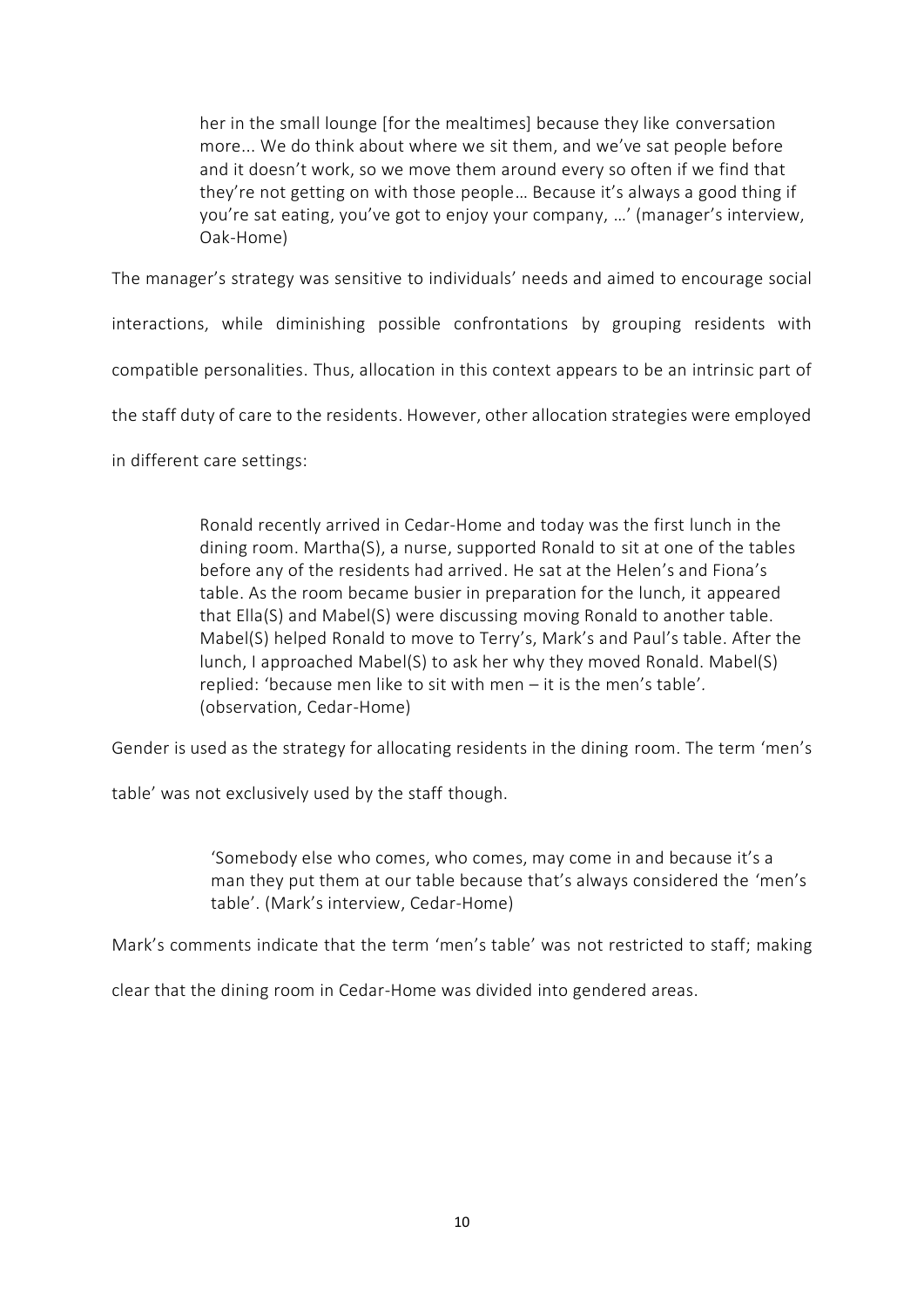> her in the small lounge [for the mealtimes] because they like conversation more... We do think about where we sit them, and we've sat people before and it doesn't work, so we move them around every so often if we find that they're not getting on with those people… Because it's always a good thing if you're sat eating, you've got to enjoy your company, …' (manager's interview, Oak-Home)

The manager's strategy was sensitive to individuals' needs and aimed to encourage social interactions, while diminishing possible confrontations by grouping residents with compatible personalities. Thus, allocation in this context appears to be an intrinsic part of the staff duty of care to the residents. However, other allocation strategies were employed in different care settings:

> Ronald recently arrived in Cedar-Home and today was the first lunch in the dining room. Martha(S), a nurse, supported Ronald to sit at one of the tables before any of the residents had arrived. He sat at the Helen's and Fiona's table. As the room became busier in preparation for the lunch, it appeared that Ella(S) and Mabel(S) were discussing moving Ronald to another table. Mabel(S) helped Ronald to move to Terry's, Mark's and Paul's table. After the lunch, I approached Mabel(S) to ask her why they moved Ronald. Mabel(S) replied: 'because men like to sit with men – it is the men's table'. (observation, Cedar-Home)

Gender is used as the strategy for allocating residents in the dining room. The term 'men's table' was not exclusively used by the staff though.

> 'Somebody else who comes, who comes, may come in and because it's a man they put them at our table because that's always considered the 'men's table'. (Mark's interview, Cedar-Home)

Mark's comments indicate that the term 'men's table' was not restricted to staff; making clear that the dining room in Cedar-Home was divided into gendered areas.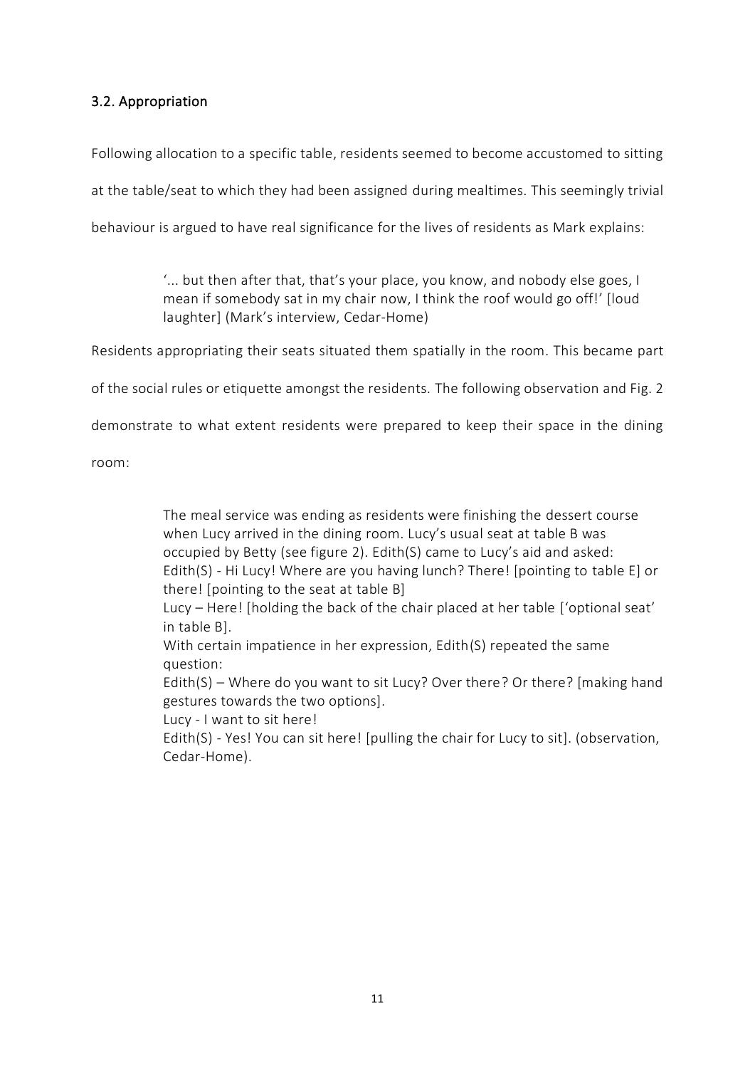### 3.2. Appropriation

Following allocation to a specific table, residents seemed to become accustomed to sitting at the table/seat to which they had been assigned during mealtimes. This seemingly trivial behaviour is argued to have real significance for the lives of residents as Mark explains:

> '... but then after that, that's your place, you know, and nobody else goes, I mean if somebody sat in my chair now, I think the roof would go off!' [loud laughter] (Mark's interview, Cedar-Home)

Residents appropriating their seats situated them spatially in the room. This became part of the social rules or etiquette amongst the residents. The following observation and Fig. 2 demonstrate to what extent residents were prepared to keep their space in the dining room:

> The meal service was ending as residents were finishing the dessert course when Lucy arrived in the dining room. Lucy's usual seat at table B was occupied by Betty (see figure 2). Edith(S) came to Lucy's aid and asked:
> Edith(S) - Hi Lucy! Where are you having lunch? There! [pointing to table E] or there! [pointing to the seat at table B]
> Lucy – Here! [holding the back of the chair placed at her table ['optional seat' in table B].
> With certain impatience in her expression, Edith(S) repeated the same question:
> Edith(S) – Where do you want to sit Lucy? Over there? Or there? [making hand gestures towards the two options].
> Lucy - I want to sit here!
> Edith(S) - Yes! You can sit here! [pulling the chair for Lucy to sit]. (observation, Cedar-Home).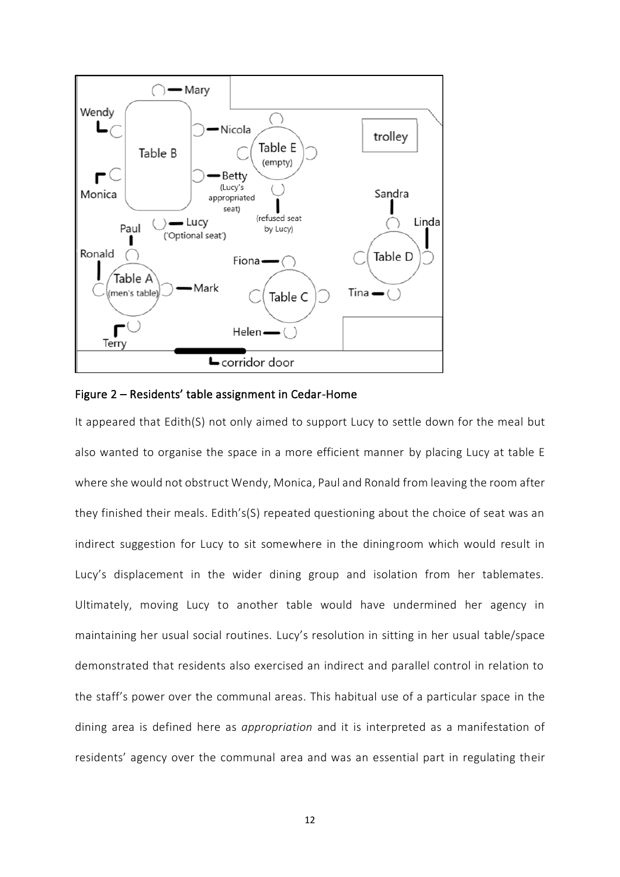Figure 2 – Residents' table assignment in Cedar-Home

It appeared that Edith(S) not only aimed to support Lucy to settle down for the meal but also wanted to organise the space in a more efficient manner by placing Lucy at table E where she would not obstruct Wendy, Monica, Paul and Ronald from leaving the room after they finished their meals. Edith's(S) repeated questioning about the choice of seat was an indirect suggestion for Lucy to sit somewhere in the diningroom which would result in Lucy's displacement in the wider dining group and isolation from her tablemates. Ultimately, moving Lucy to another table would have undermined her agency in maintaining her usual social routines. Lucy's resolution in sitting in her usual table/space demonstrated that residents also exercised an indirect and parallel control in relation to the staff's power over the communal areas. This habitual use of a particular space in the dining area is defined here as *appropriation* and it is interpreted as a manifestation of residents' agency over the communal area and was an essential part in regulating their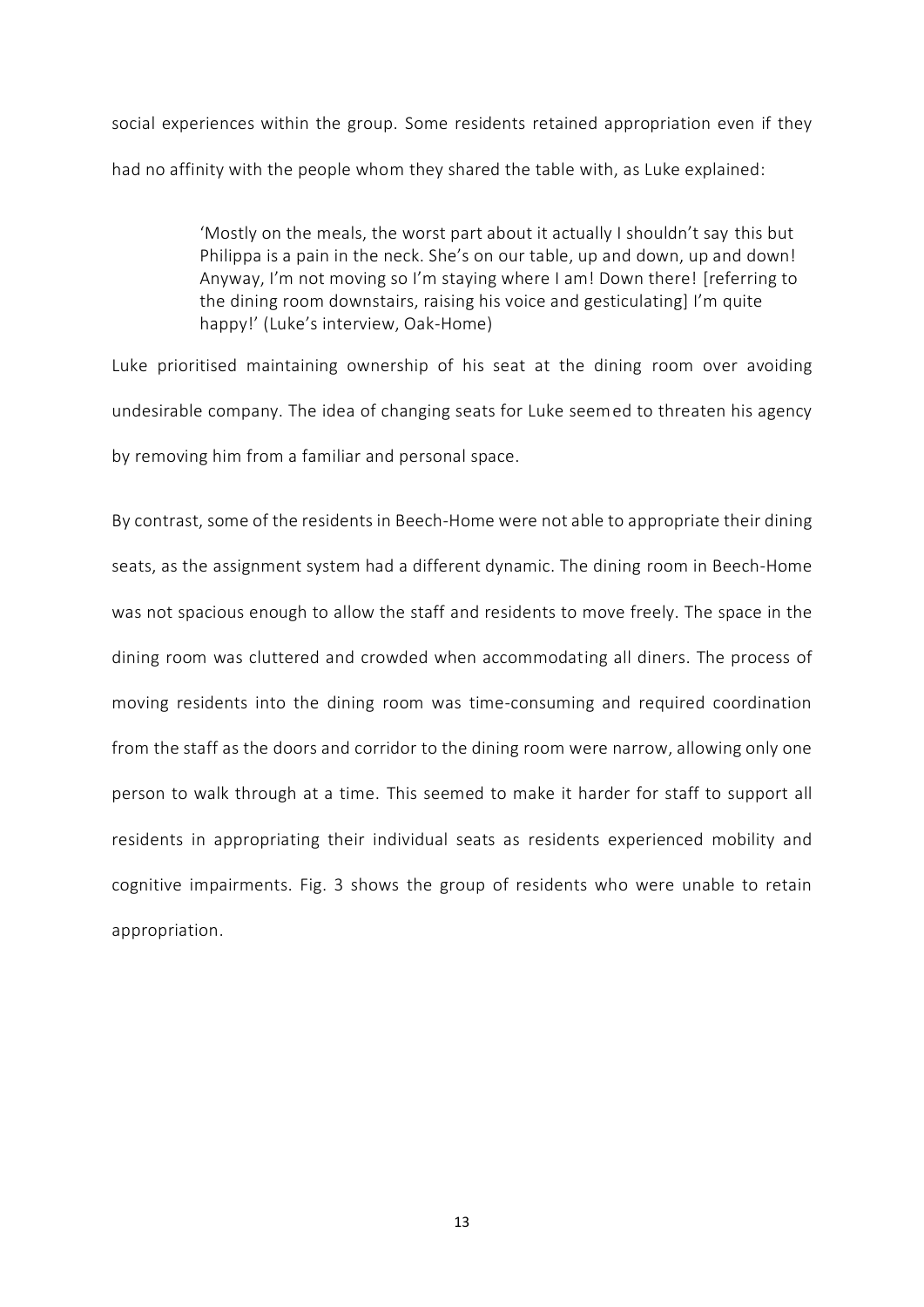social experiences within the group. Some residents retained appropriation even if they had no affinity with the people whom they shared the table with, as Luke explained:

> 'Mostly on the meals, the worst part about it actually I shouldn't say this but Philippa is a pain in the neck. She's on our table, up and down, up and down! Anyway, I'm not moving so I'm staying where I am! Down there! [referring to the dining room downstairs, raising his voice and gesticulating] I'm quite happy!' (Luke's interview, Oak-Home)

Luke prioritised maintaining ownership of his seat at the dining room over avoiding undesirable company. The idea of changing seats for Luke seemed to threaten his agency by removing him from a familiar and personal space.

By contrast, some of the residents in Beech-Home were not able to appropriate their dining seats, as the assignment system had a different dynamic. The dining room in Beech-Home was not spacious enough to allow the staff and residents to move freely. The space in the dining room was cluttered and crowded when accommodating all diners. The process of moving residents into the dining room was time-consuming and required coordination from the staff as the doors and corridor to the dining room were narrow, allowing only one person to walk through at a time. This seemed to make it harder for staff to support all residents in appropriating their individual seats as residents experienced mobility and cognitive impairments. Fig. 3 shows the group of residents who were unable to retain appropriation.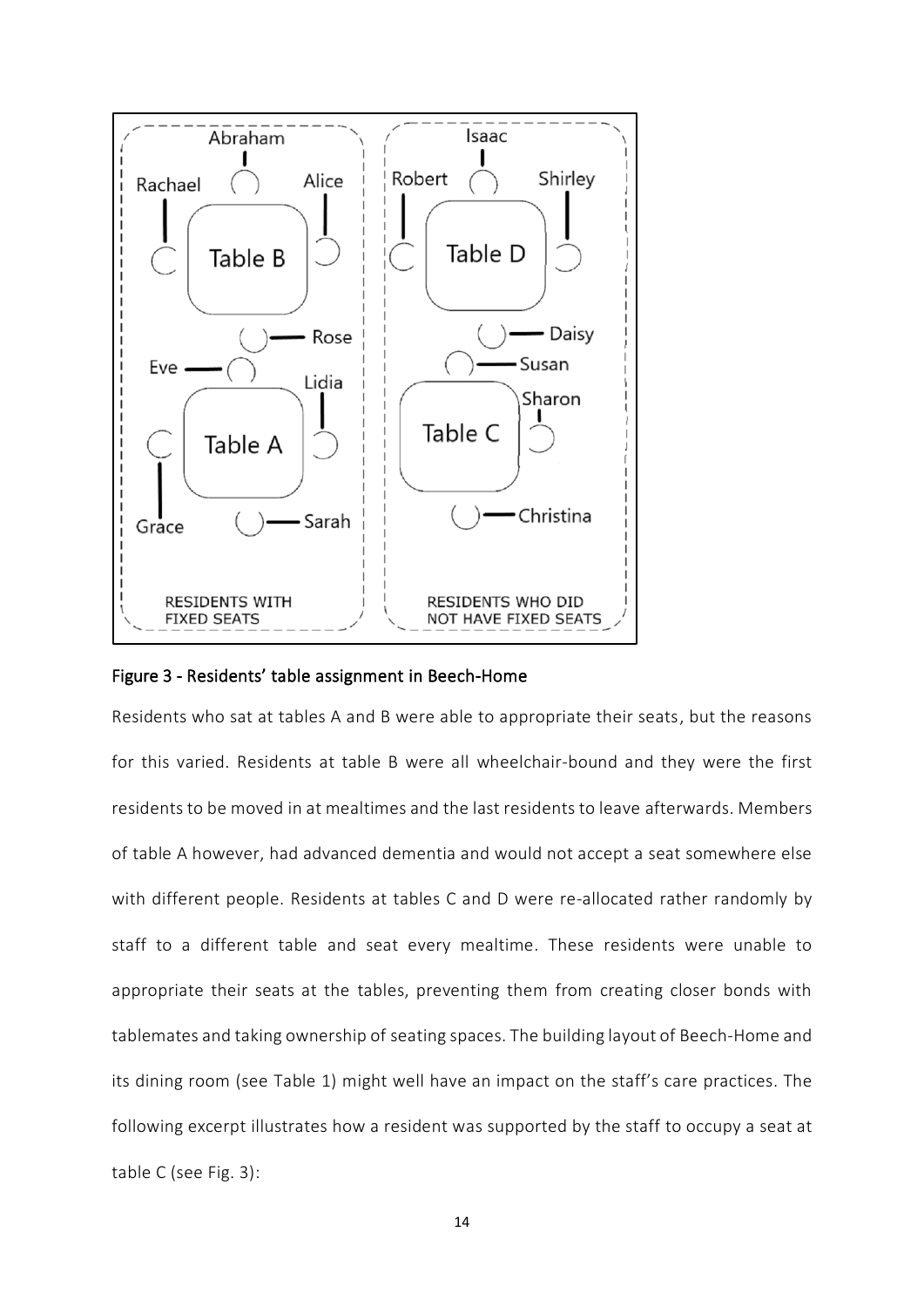Figure 3 - Residents' table assignment in Beech-Home

Residents who sat at tables A and B were able to appropriate their seats, but the reasons for this varied. Residents at table B were all wheelchair-bound and they were the first residents to be moved in at mealtimes and the last residents to leave afterwards. Members of table A however, had advanced dementia and would not accept a seat somewhere else with different people. Residents at tables C and D were re-allocated rather randomly by staff to a different table and seat every mealtime. These residents were unable to appropriate their seats at the tables, preventing them from creating closer bonds with tablemates and taking ownership of seating spaces. The building layout of Beech-Home and its dining room (see Table 1) might well have an impact on the staff's care practices. The following excerpt illustrates how a resident was supported by the staff to occupy a seat at table C (see Fig. 3):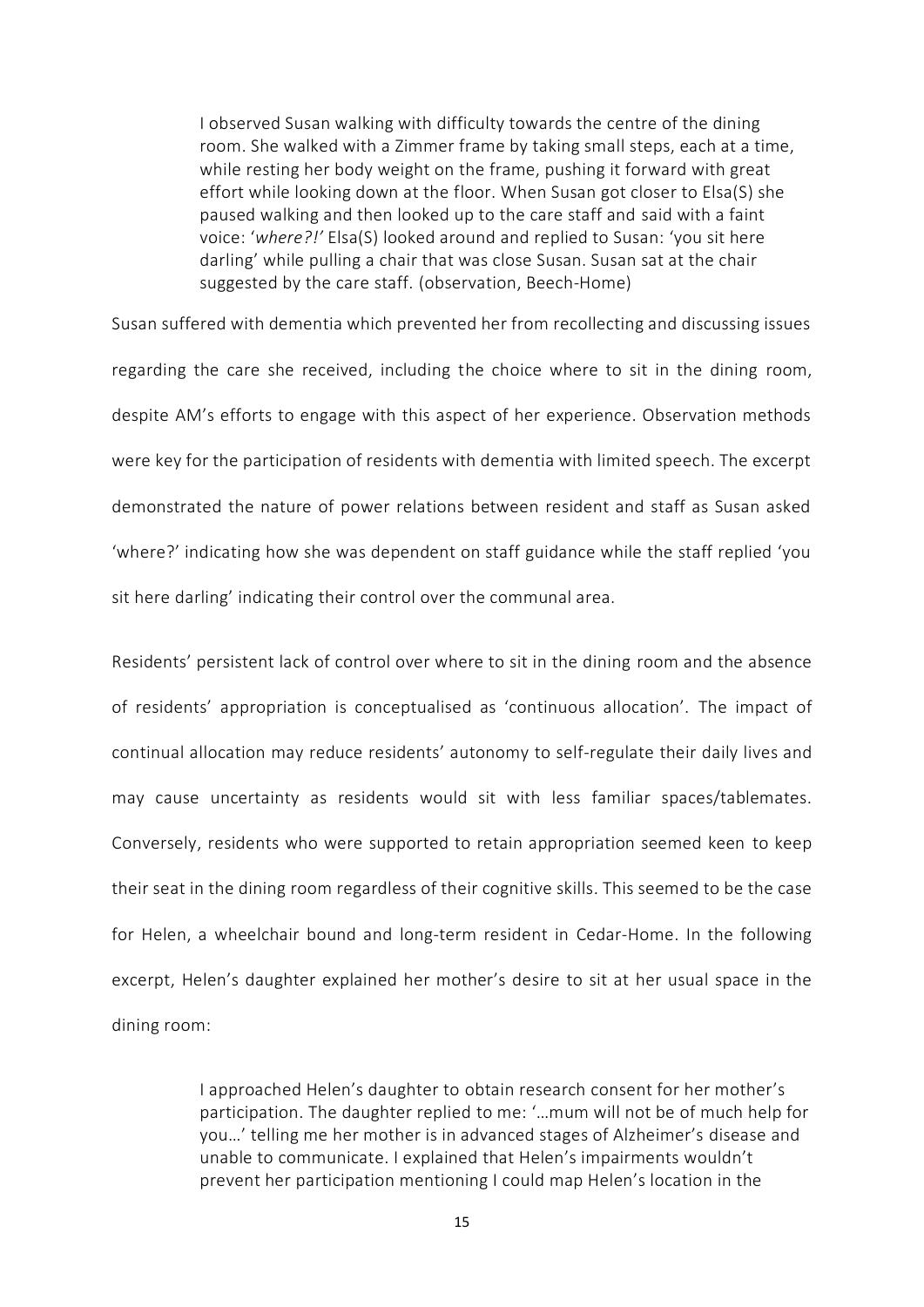> I observed Susan walking with difficulty towards the centre of the dining room. She walked with a Zimmer frame by taking small steps, each at a time, while resting her body weight on the frame, pushing it forward with great effort while looking down at the floor. When Susan got closer to Elsa(S) she paused walking and then looked up to the care staff and said with a faint voice: '*where?!*' Elsa(S) looked around and replied to Susan: 'you sit here darling' while pulling a chair that was close Susan. Susan sat at the chair suggested by the care staff. (observation, Beech-Home)

Susan suffered with dementia which prevented her from recollecting and discussing issues regarding the care she received, including the choice where to sit in the dining room, despite AM's efforts to engage with this aspect of her experience. Observation methods were key for the participation of residents with dementia with limited speech. The excerpt demonstrated the nature of power relations between resident and staff as Susan asked 'where?' indicating how she was dependent on staff guidance while the staff replied 'you sit here darling' indicating their control over the communal area.

Residents' persistent lack of control over where to sit in the dining room and the absence of residents' appropriation is conceptualised as 'continuous allocation'. The impact of continual allocation may reduce residents' autonomy to self-regulate their daily lives and may cause uncertainty as residents would sit with less familiar spaces/tablemates. Conversely, residents who were supported to retain appropriation seemed keen to keep their seat in the dining room regardless of their cognitive skills. This seemed to be the case for Helen, a wheelchair bound and long-term resident in Cedar-Home. In the following excerpt, Helen's daughter explained her mother's desire to sit at her usual space in the dining room:

> I approached Helen's daughter to obtain research consent for her mother's participation. The daughter replied to me: '…mum will not be of much help for you…' telling me her mother is in advanced stages of Alzheimer's disease and unable to communicate. I explained that Helen's impairments wouldn't prevent her participation mentioning I could map Helen's location in the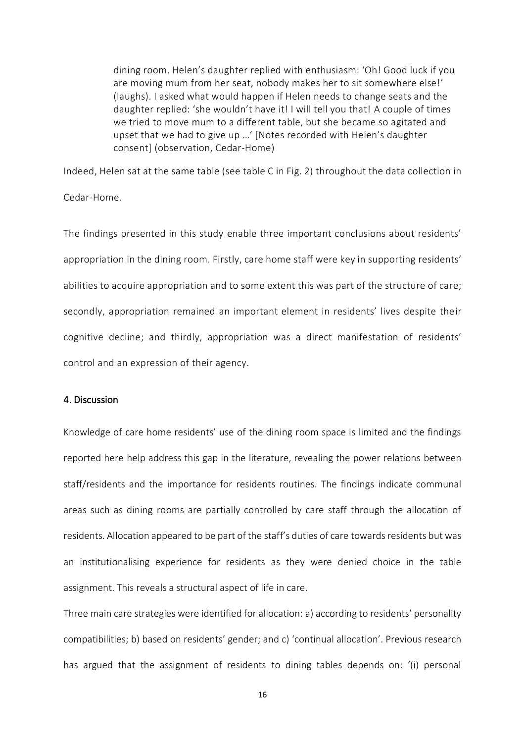> dining room. Helen's daughter replied with enthusiasm: 'Oh! Good luck if you are moving mum from her seat, nobody makes her to sit somewhere else!' (laughs). I asked what would happen if Helen needs to change seats and the daughter replied: 'she wouldn't have it! I will tell you that! A couple of times we tried to move mum to a different table, but she became so agitated and upset that we had to give up …' [Notes recorded with Helen's daughter consent] (observation, Cedar-Home)

Indeed, Helen sat at the same table (see table C in Fig. 2) throughout the data collection in Cedar-Home.

The findings presented in this study enable three important conclusions about residents' appropriation in the dining room. Firstly, care home staff were key in supporting residents' abilities to acquire appropriation and to some extent this was part of the structure of care; secondly, appropriation remained an important element in residents' lives despite their cognitive decline; and thirdly, appropriation was a direct manifestation of residents' control and an expression of their agency.

## 4. Discussion

Knowledge of care home residents' use of the dining room space is limited and the findings reported here help address this gap in the literature, revealing the power relations between staff/residents and the importance for residents routines. The findings indicate communal areas such as dining rooms are partially controlled by care staff through the allocation of residents. Allocation appeared to be part of the staff's duties of care towards residents but was an institutionalising experience for residents as they were denied choice in the table assignment. This reveals a structural aspect of life in care.

Three main care strategies were identified for allocation: a) according to residents' personality compatibilities; b) based on residents' gender; and c) 'continual allocation'. Previous research has argued that the assignment of residents to dining tables depends on: '(i) personal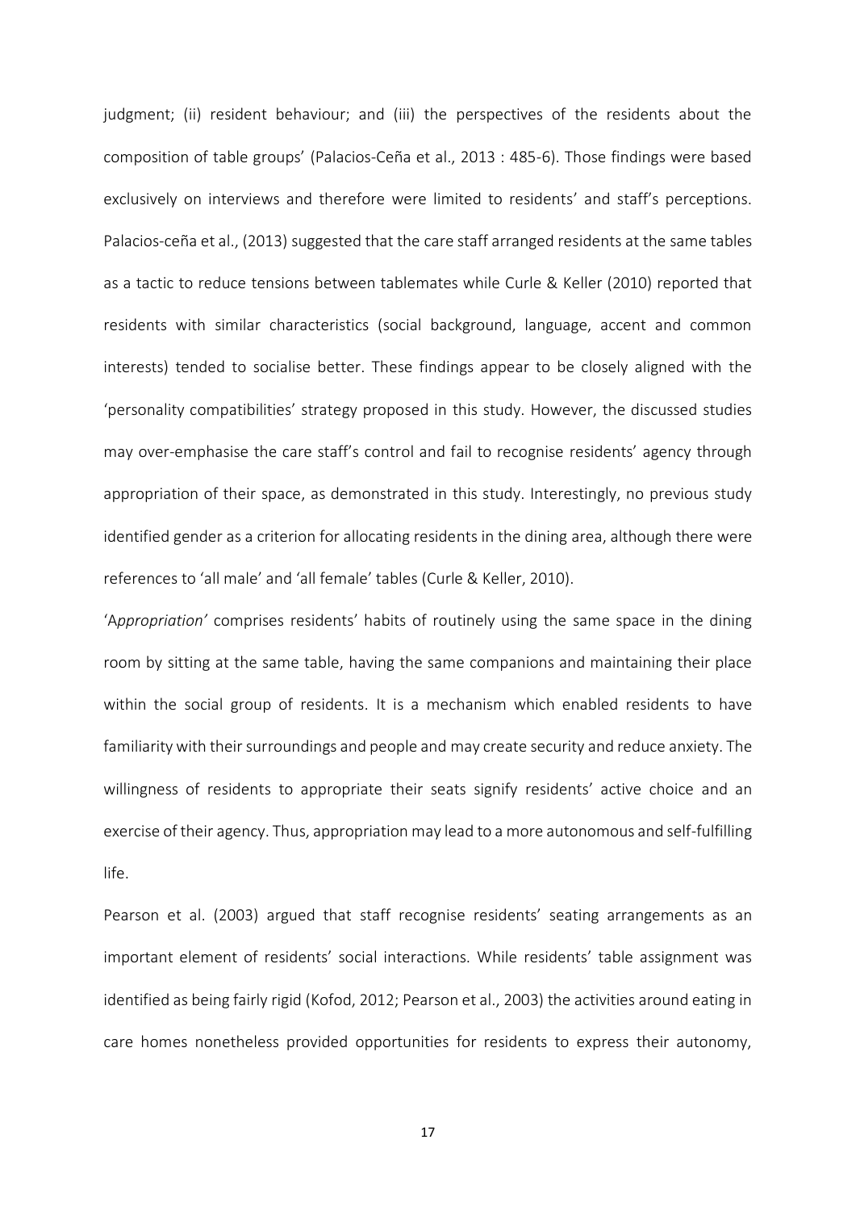judgment; (ii) resident behaviour; and (iii) the perspectives of the residents about the composition of table groups' (Palacios-Ceña et al., 2013 : 485-6). Those findings were based exclusively on interviews and therefore were limited to residents' and staff's perceptions. Palacios-ceña et al., (2013) suggested that the care staff arranged residents at the same tables as a tactic to reduce tensions between tablemates while Curle & Keller (2010) reported that residents with similar characteristics (social background, language, accent and common interests) tended to socialise better. These findings appear to be closely aligned with the 'personality compatibilities' strategy proposed in this study. However, the discussed studies may over-emphasise the care staff's control and fail to recognise residents' agency through appropriation of their space, as demonstrated in this study. Interestingly, no previous study identified gender as a criterion for allocating residents in the dining area, although there were references to 'all male' and 'all female' tables (Curle & Keller, 2010).

'*Appropriation'* comprises residents' habits of routinely using the same space in the dining room by sitting at the same table, having the same companions and maintaining their place within the social group of residents. It is a mechanism which enabled residents to have familiarity with their surroundings and people and may create security and reduce anxiety. The willingness of residents to appropriate their seats signify residents' active choice and an exercise of their agency. Thus, appropriation may lead to a more autonomous and self-fulfilling life.

Pearson et al. (2003) argued that staff recognise residents' seating arrangements as an important element of residents' social interactions. While residents' table assignment was identified as being fairly rigid (Kofod, 2012; Pearson et al., 2003) the activities around eating in care homes nonetheless provided opportunities for residents to express their autonomy,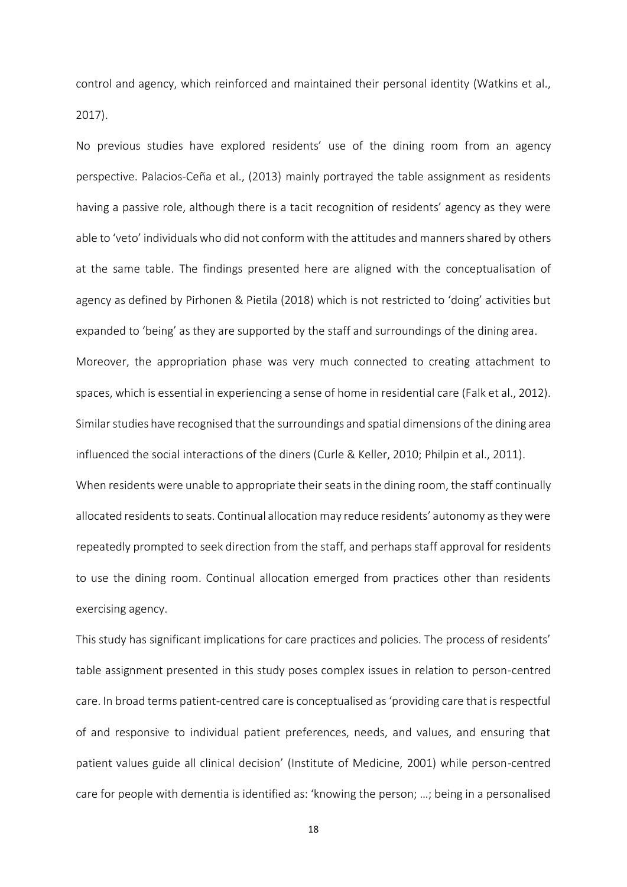control and agency, which reinforced and maintained their personal identity (Watkins et al., 2017).

No previous studies have explored residents' use of the dining room from an agency perspective. Palacios-Ceña et al., (2013) mainly portrayed the table assignment as residents having a passive role, although there is a tacit recognition of residents' agency as they were able to 'veto' individuals who did not conform with the attitudes and manners shared by others at the same table. The findings presented here are aligned with the conceptualisation of agency as defined by Pirhonen & Pietila (2018) which is not restricted to 'doing' activities but expanded to 'being' as they are supported by the staff and surroundings of the dining area.

Moreover, the appropriation phase was very much connected to creating attachment to spaces, which is essential in experiencing a sense of home in residential care (Falk et al., 2012). Similar studies have recognised that the surroundings and spatial dimensions of the dining area influenced the social interactions of the diners (Curle & Keller, 2010; Philpin et al., 2011).

When residents were unable to appropriate their seats in the dining room, the staff continually allocated residents to seats. Continual allocation may reduce residents' autonomy as they were repeatedly prompted to seek direction from the staff, and perhaps staff approval for residents to use the dining room. Continual allocation emerged from practices other than residents exercising agency.

This study has significant implications for care practices and policies. The process of residents' table assignment presented in this study poses complex issues in relation to person-centred care. In broad terms patient-centred care is conceptualised as 'providing care that is respectful of and responsive to individual patient preferences, needs, and values, and ensuring that patient values guide all clinical decision' (Institute of Medicine, 2001) while person-centred care for people with dementia is identified as: 'knowing the person; …; being in a personalised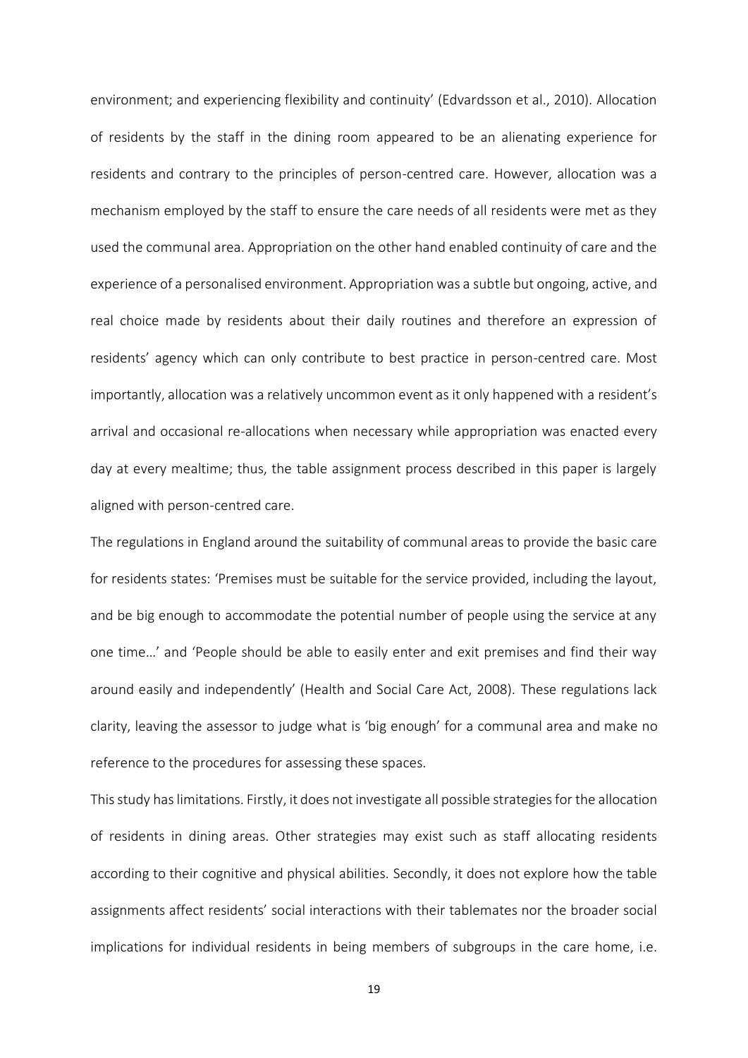environment; and experiencing flexibility and continuity' (Edvardsson et al., 2010). Allocation of residents by the staff in the dining room appeared to be an alienating experience for residents and contrary to the principles of person-centred care. However, allocation was a mechanism employed by the staff to ensure the care needs of all residents were met as they used the communal area. Appropriation on the other hand enabled continuity of care and the experience of a personalised environment. Appropriation was a subtle but ongoing, active, and real choice made by residents about their daily routines and therefore an expression of residents' agency which can only contribute to best practice in person-centred care. Most importantly, allocation was a relatively uncommon event as it only happened with a resident's arrival and occasional re-allocations when necessary while appropriation was enacted every day at every mealtime; thus, the table assignment process described in this paper is largely aligned with person-centred care.

The regulations in England around the suitability of communal areas to provide the basic care for residents states: 'Premises must be suitable for the service provided, including the layout, and be big enough to accommodate the potential number of people using the service at any one time…' and 'People should be able to easily enter and exit premises and find their way around easily and independently' (Health and Social Care Act, 2008). These regulations lack clarity, leaving the assessor to judge what is 'big enough' for a communal area and make no reference to the procedures for assessing these spaces.

This study has limitations. Firstly, it does not investigate all possible strategies for the allocation of residents in dining areas. Other strategies may exist such as staff allocating residents according to their cognitive and physical abilities. Secondly, it does not explore how the table assignments affect residents' social interactions with their tablemates nor the broader social implications for individual residents in being members of subgroups in the care home, i.e.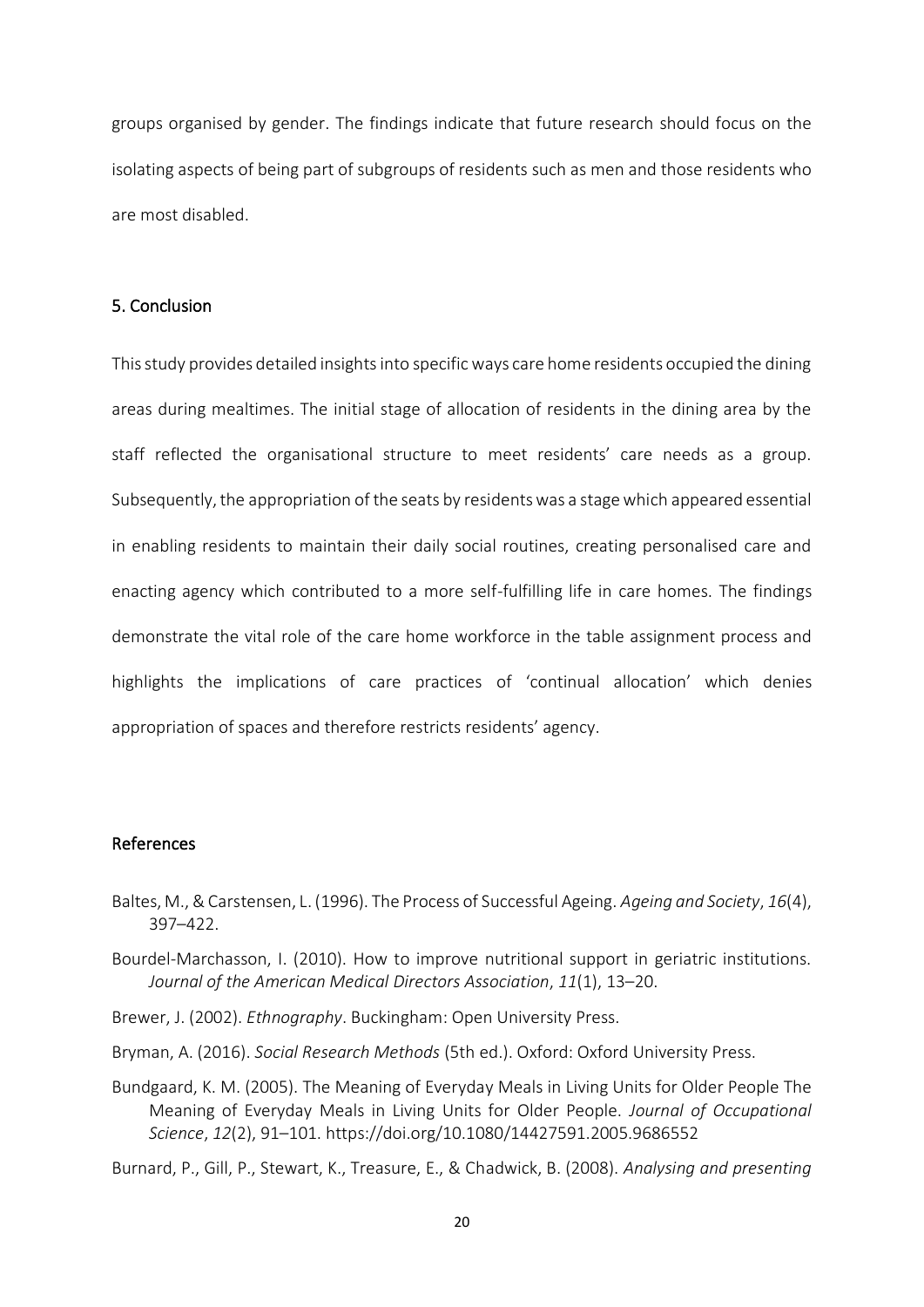groups organised by gender. The findings indicate that future research should focus on the isolating aspects of being part of subgroups of residents such as men and those residents who are most disabled.

## 5. Conclusion

This study provides detailed insights into specific ways care home residents occupied the dining areas during mealtimes. The initial stage of allocation of residents in the dining area by the staff reflected the organisational structure to meet residents' care needs as a group. Subsequently, the appropriation of the seats by residents was a stage which appeared essential in enabling residents to maintain their daily social routines, creating personalised care and enacting agency which contributed to a more self-fulfilling life in care homes. The findings demonstrate the vital role of the care home workforce in the table assignment process and highlights the implications of care practices of 'continual allocation' which denies appropriation of spaces and therefore restricts residents' agency.

## References

Baltes, M., & Carstensen, L. (1996). The Process of Successful Ageing. *Ageing and Society*, *16*(4), 397–422.

Bourdel-Marchasson, I. (2010). How to improve nutritional support in geriatric institutions. *Journal of the American Medical Directors Association*, *11*(1), 13–20.

Brewer, J. (2002). *Ethnography*. Buckingham: Open University Press.

Bryman, A. (2016). *Social Research Methods* (5th ed.). Oxford: Oxford University Press.

Bundgaard, K. M. (2005). The Meaning of Everyday Meals in Living Units for Older People The Meaning of Everyday Meals in Living Units for Older People. *Journal of Occupational Science*, *12*(2), 91–101. https://doi.org/10.1080/14427591.2005.9686552

Burnard, P., Gill, P., Stewart, K., Treasure, E., & Chadwick, B. (2008). *Analysing and presenting*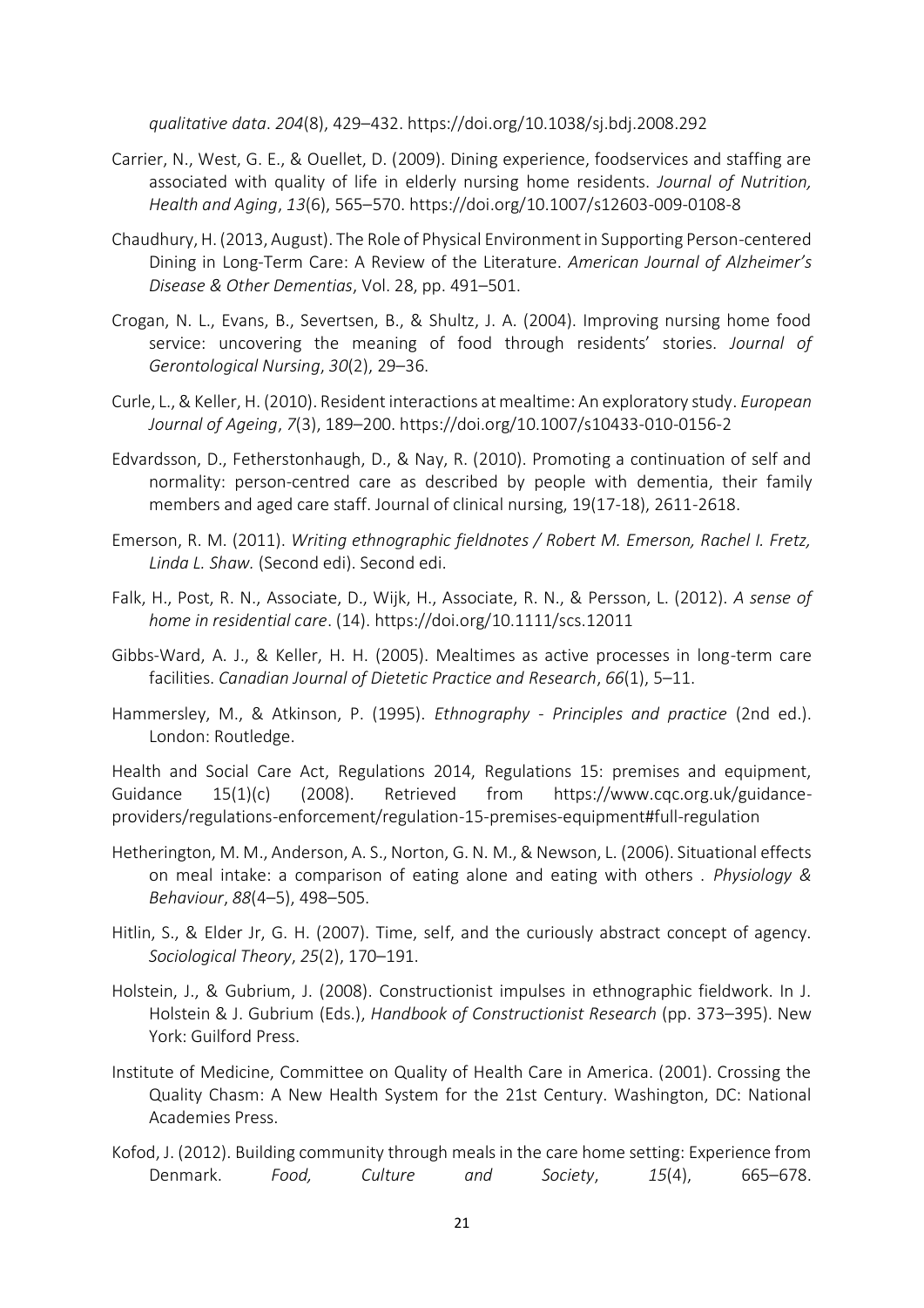*qualitative data*. *204*(8), 429–432. https://doi.org/10.1038/sj.bdj.2008.292

Carrier, N., West, G. E., & Ouellet, D. (2009). Dining experience, foodservices and staffing are associated with quality of life in elderly nursing home residents. *Journal of Nutrition, Health and Aging*, *13*(6), 565–570. https://doi.org/10.1007/s12603-009-0108-8

Chaudhury, H. (2013, August). The Role of Physical Environment in Supporting Person-centered Dining in Long-Term Care: A Review of the Literature. *American Journal of Alzheimer's Disease & Other Dementias*, Vol. 28, pp. 491–501.

Crogan, N. L., Evans, B., Severtsen, B., & Shultz, J. A. (2004). Improving nursing home food service: uncovering the meaning of food through residents' stories. *Journal of Gerontological Nursing*, *30*(2), 29–36.

Curle, L., & Keller, H. (2010). Resident interactions at mealtime: An exploratory study. *European Journal of Ageing*, *7*(3), 189–200. https://doi.org/10.1007/s10433-010-0156-2

Edvardsson, D., Fetherstonhaugh, D., & Nay, R. (2010). Promoting a continuation of self and normality: person-centred care as described by people with dementia, their family members and aged care staff. Journal of clinical nursing, 19(17-18), 2611-2618.

Emerson, R. M. (2011). *Writing ethnographic fieldnotes / Robert M. Emerson, Rachel I. Fretz, Linda L. Shaw.* (Second edi). Second edi.

Falk, H., Post, R. N., Associate, D., Wijk, H., Associate, R. N., & Persson, L. (2012). *A sense of home in residential care*. (14). https://doi.org/10.1111/scs.12011

Gibbs-Ward, A. J., & Keller, H. H. (2005). Mealtimes as active processes in long-term care facilities. *Canadian Journal of Dietetic Practice and Research*, *66*(1), 5–11.

Hammersley, M., & Atkinson, P. (1995). *Ethnography - Principles and practice* (2nd ed.). London: Routledge.

Health and Social Care Act, Regulations 2014, Regulations 15: premises and equipment, Guidance 15(1)(c) (2008). Retrieved from https://www.cqc.org.uk/guidance-providers/regulations-enforcement/regulation-15-premises-equipment#full-regulation

Hetherington, M. M., Anderson, A. S., Norton, G. N. M., & Newson, L. (2006). Situational effects on meal intake: a comparison of eating alone and eating with others . *Physiology & Behaviour*, *88*(4–5), 498–505.

Hitlin, S., & Elder Jr, G. H. (2007). Time, self, and the curiously abstract concept of agency. *Sociological Theory*, *25*(2), 170–191.

Holstein, J., & Gubrium, J. (2008). Constructionist impulses in ethnographic fieldwork. In J. Holstein & J. Gubrium (Eds.), *Handbook of Constructionist Research* (pp. 373–395). New York: Guilford Press.

Institute of Medicine, Committee on Quality of Health Care in America. (2001). Crossing the Quality Chasm: A New Health System for the 21st Century. Washington, DC: National Academies Press.

Kofod, J. (2012). Building community through meals in the care home setting: Experience from Denmark. *Food, Culture and Society*, *15*(4), 665–678.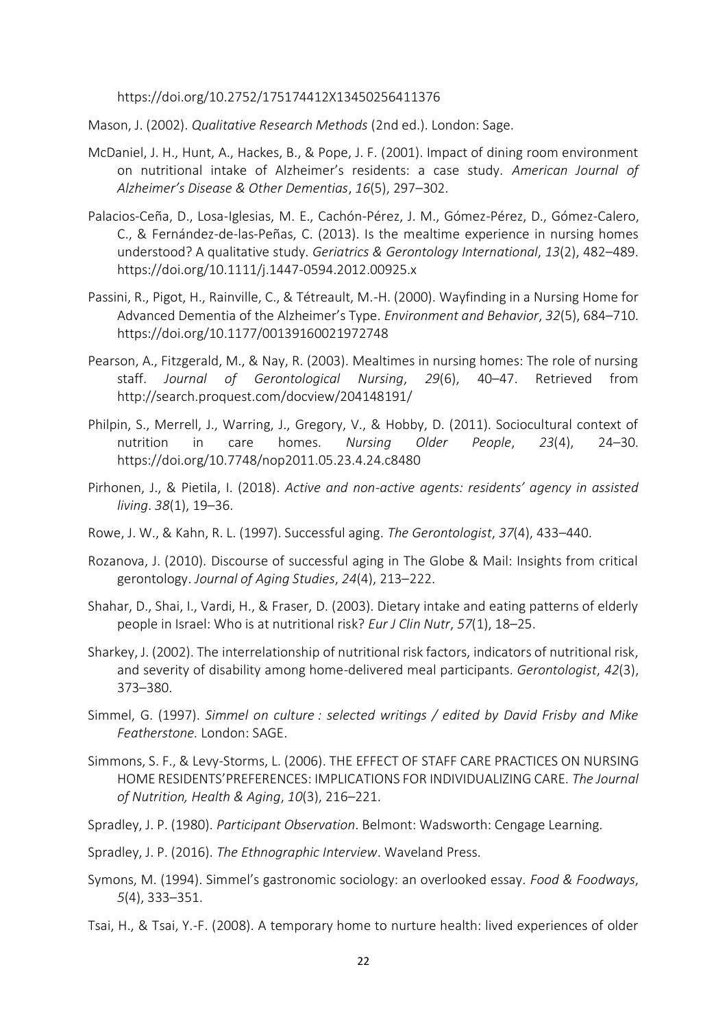https://doi.org/10.2752/175174412X13450256411376

Mason, J. (2002). *Qualitative Research Methods* (2nd ed.). London: Sage.

McDaniel, J. H., Hunt, A., Hackes, B., & Pope, J. F. (2001). Impact of dining room environment on nutritional intake of Alzheimer's residents: a case study. *American Journal of Alzheimer's Disease & Other Dementias*, *16*(5), 297–302.

Palacios-Ceña, D., Losa-Iglesias, M. E., Cachón-Pérez, J. M., Gómez-Pérez, D., Gómez-Calero, C., & Fernández-de-las-Peñas, C. (2013). Is the mealtime experience in nursing homes understood? A qualitative study. *Geriatrics & Gerontology International*, *13*(2), 482–489. https://doi.org/10.1111/j.1447-0594.2012.00925.x

Passini, R., Pigot, H., Rainville, C., & Tétreault, M.-H. (2000). Wayfinding in a Nursing Home for Advanced Dementia of the Alzheimer's Type. *Environment and Behavior*, *32*(5), 684–710. https://doi.org/10.1177/00139160021972748

Pearson, A., Fitzgerald, M., & Nay, R. (2003). Mealtimes in nursing homes: The role of nursing staff. *Journal of Gerontological Nursing*, *29*(6), 40–47. Retrieved from http://search.proquest.com/docview/204148191/

Philpin, S., Merrell, J., Warring, J., Gregory, V., & Hobby, D. (2011). Sociocultural context of nutrition in care homes. *Nursing Older People*, *23*(4), 24–30. https://doi.org/10.7748/nop2011.05.23.4.24.c8480

Pirhonen, J., & Pietila, I. (2018). *Active and non-active agents: residents' agency in assisted living*. *38*(1), 19–36.

Rowe, J. W., & Kahn, R. L. (1997). Successful aging. *The Gerontologist*, *37*(4), 433–440.

Rozanova, J. (2010). Discourse of successful aging in The Globe & Mail: Insights from critical gerontology. *Journal of Aging Studies*, *24*(4), 213–222.

Shahar, D., Shai, I., Vardi, H., & Fraser, D. (2003). Dietary intake and eating patterns of elderly people in Israel: Who is at nutritional risk? *Eur J Clin Nutr*, *57*(1), 18–25.

Sharkey, J. (2002). The interrelationship of nutritional risk factors, indicators of nutritional risk, and severity of disability among home-delivered meal participants. *Gerontologist*, *42*(3), 373–380.

Simmel, G. (1997). *Simmel on culture : selected writings / edited by David Frisby and Mike Featherstone*. London: SAGE.

Simmons, S. F., & Levy-Storms, L. (2006). THE EFFECT OF STAFF CARE PRACTICES ON NURSING HOME RESIDENTS'PREFERENCES: IMPLICATIONS FOR INDIVIDUALIZING CARE. *The Journal of Nutrition, Health & Aging*, *10*(3), 216–221.

Spradley, J. P. (1980). *Participant Observation*. Belmont: Wadsworth: Cengage Learning.

Spradley, J. P. (2016). *The Ethnographic Interview*. Waveland Press.

Symons, M. (1994). Simmel's gastronomic sociology: an overlooked essay. *Food & Foodways*, *5*(4), 333–351.

Tsai, H., & Tsai, Y.-F. (2008). A temporary home to nurture health: lived experiences of older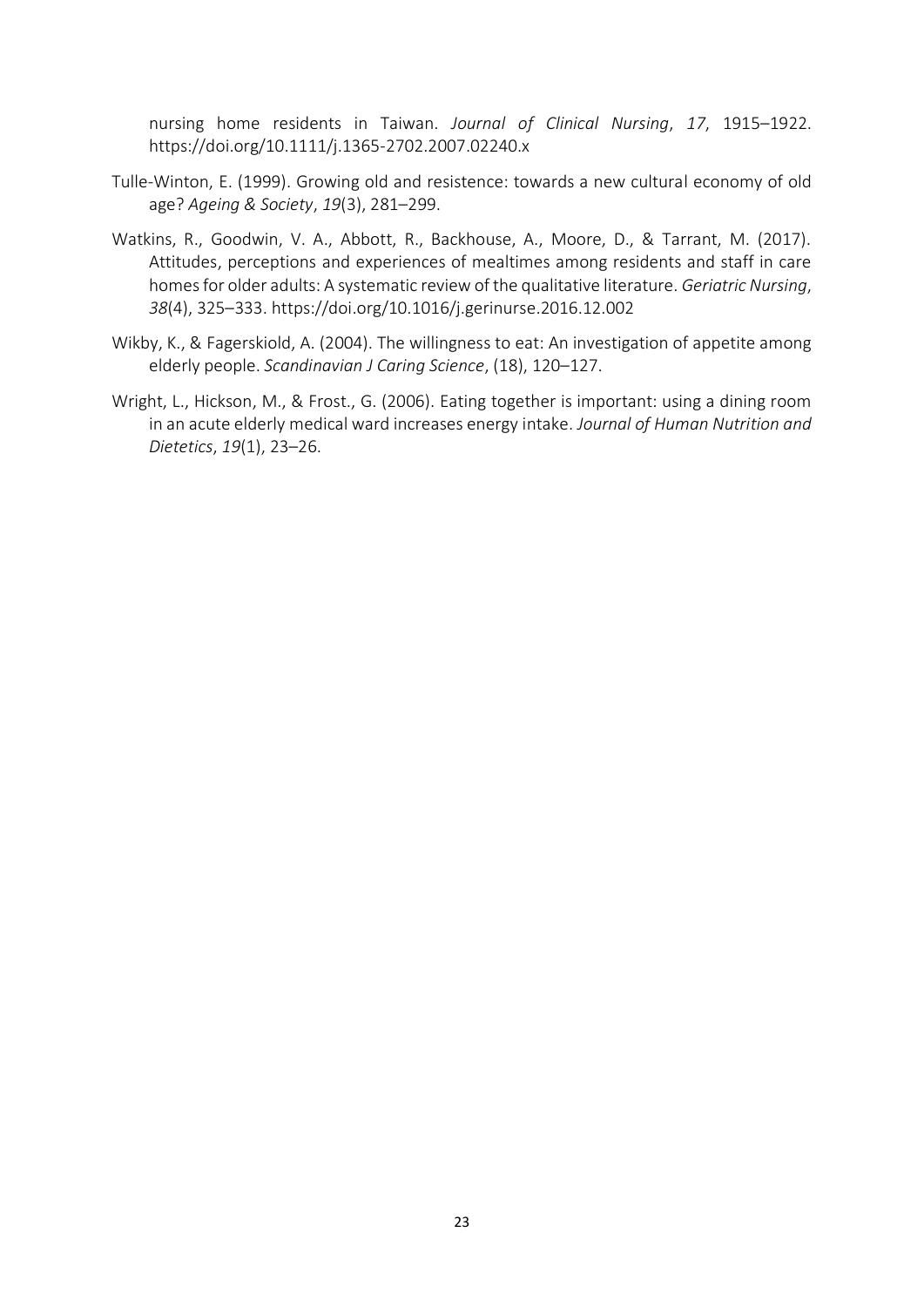nursing home residents in Taiwan. *Journal of Clinical Nursing*, *17*, 1915–1922. https://doi.org/10.1111/j.1365-2702.2007.02240.x

Tulle-Winton, E. (1999). Growing old and resistence: towards a new cultural economy of old age? *Ageing & Society*, *19*(3), 281–299.

Watkins, R., Goodwin, V. A., Abbott, R., Backhouse, A., Moore, D., & Tarrant, M. (2017). Attitudes, perceptions and experiences of mealtimes among residents and staff in care homes for older adults: A systematic review of the qualitative literature. *Geriatric Nursing*, *38*(4), 325–333. https://doi.org/10.1016/j.gerinurse.2016.12.002

Wikby, K., & Fagerskiold, A. (2004). The willingness to eat: An investigation of appetite among elderly people. *Scandinavian J Caring Science*, (18), 120–127.

Wright, L., Hickson, M., & Frost., G. (2006). Eating together is important: using a dining room in an acute elderly medical ward increases energy intake. *Journal of Human Nutrition and Dietetics*, *19*(1), 23–26.